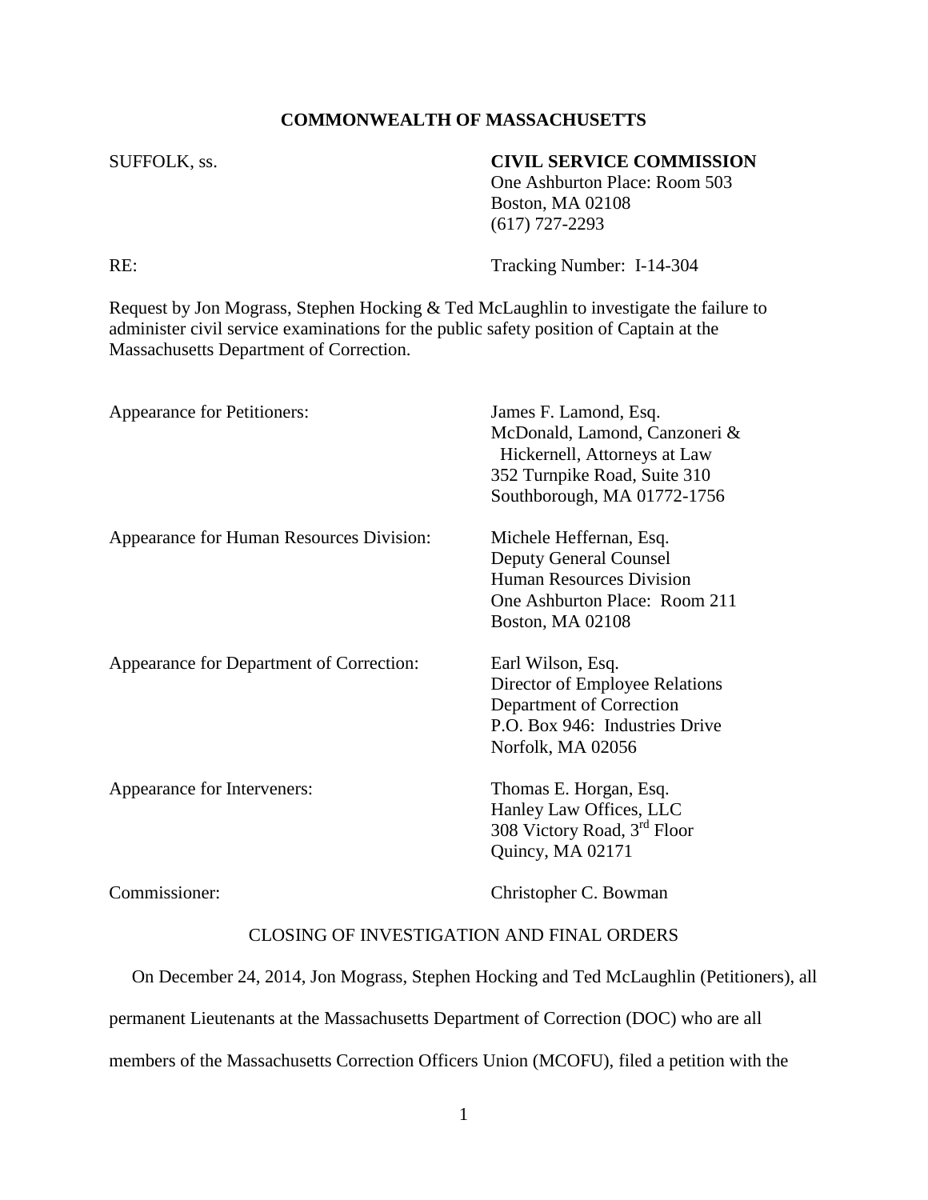**COMMONWEALTH OF MASSACHUSETTS**

SUFFOLK, ss.

**CIVIL SERVICE COMMISSION**
One Ashburton Place: Room 503
Boston, MA 02108
(617) 727-2293

RE: Tracking Number: I-14-304

Request by Jon Mograss, Stephen Hocking & Ted McLaughlin to investigate the failure to administer civil service examinations for the public safety position of Captain at the Massachusetts Department of Correction.

Appearance for Petitioners: James F. Lamond, Esq.
McDonald, Lamond, Canzoneri & Hickernell, Attorneys at Law
352 Turnpike Road, Suite 310
Southborough, MA 01772-1756

Appearance for Human Resources Division: Michele Heffernan, Esq.
Deputy General Counsel
Human Resources Division
One Ashburton Place: Room 211
Boston, MA 02108

Appearance for Department of Correction: Earl Wilson, Esq.
Director of Employee Relations
Department of Correction
P.O. Box 946: Industries Drive
Norfolk, MA 02056

Appearance for Interveners: Thomas E. Horgan, Esq.
Hanley Law Offices, LLC
308 Victory Road, 3rd Floor
Quincy, MA 02171

Commissioner: Christopher C. Bowman

CLOSING OF INVESTIGATION AND FINAL ORDERS

On December 24, 2014, Jon Mograss, Stephen Hocking and Ted McLaughlin (Petitioners), all permanent Lieutenants at the Massachusetts Department of Correction (DOC) who are all members of the Massachusetts Correction Officers Union (MCOFU), filed a petition with the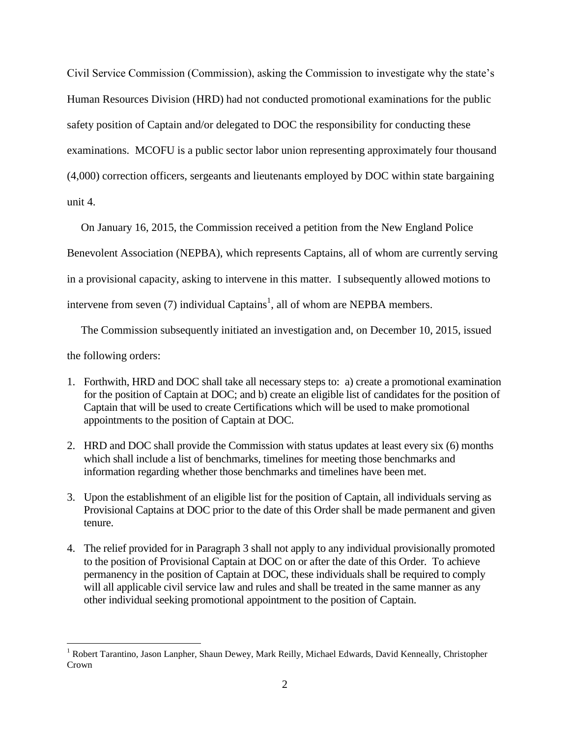Civil Service Commission (Commission), asking the Commission to investigate why the state's Human Resources Division (HRD) had not conducted promotional examinations for the public safety position of Captain and/or delegated to DOC the responsibility for conducting these examinations. MCOFU is a public sector labor union representing approximately four thousand (4,000) correction officers, sergeants and lieutenants employed by DOC within state bargaining unit 4.

On January 16, 2015, the Commission received a petition from the New England Police Benevolent Association (NEPBA), which represents Captains, all of whom are currently serving in a provisional capacity, asking to intervene in this matter. I subsequently allowed motions to intervene from seven (7) individual Captains[1], all of whom are NEPBA members.

The Commission subsequently initiated an investigation and, on December 10, 2015, issued the following orders:

1. Forthwith, HRD and DOC shall take all necessary steps to: a) create a promotional examination for the position of Captain at DOC; and b) create an eligible list of candidates for the position of Captain that will be used to create Certifications which will be used to make promotional appointments to the position of Captain at DOC.
2. HRD and DOC shall provide the Commission with status updates at least every six (6) months which shall include a list of benchmarks, timelines for meeting those benchmarks and information regarding whether those benchmarks and timelines have been met.
3. Upon the establishment of an eligible list for the position of Captain, all individuals serving as Provisional Captains at DOC prior to the date of this Order shall be made permanent and given tenure.
4. The relief provided for in Paragraph 3 shall not apply to any individual provisionally promoted to the position of Provisional Captain at DOC on or after the date of this Order. To achieve permanency in the position of Captain at DOC, these individuals shall be required to comply will all applicable civil service law and rules and shall be treated in the same manner as any other individual seeking promotional appointment to the position of Captain.

[1] Robert Tarantino, Jason Lanpher, Shaun Dewey, Mark Reilly, Michael Edwards, David Kenneally, Christopher Crown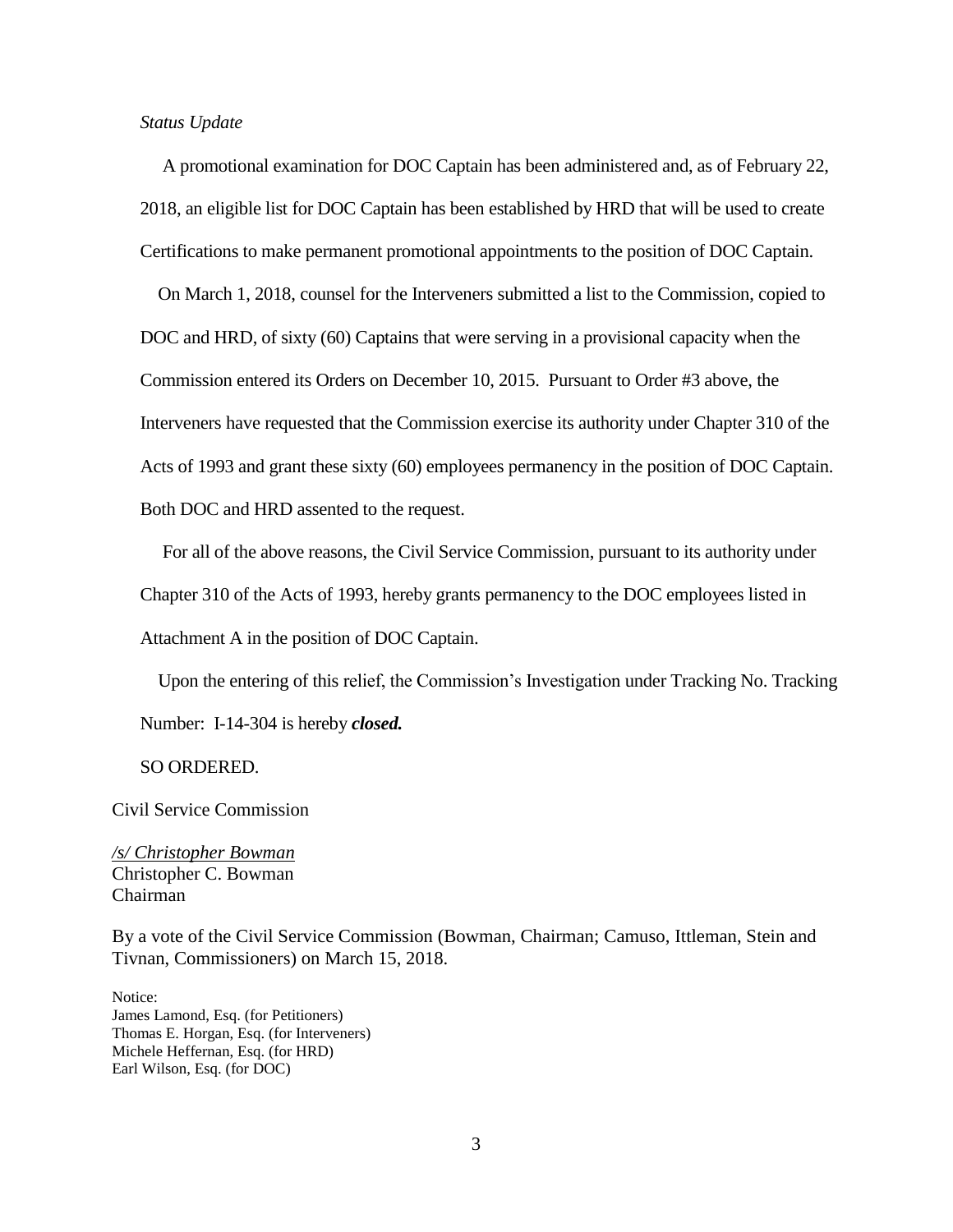*Status Update*

A promotional examination for DOC Captain has been administered and, as of February 22, 2018, an eligible list for DOC Captain has been established by HRD that will be used to create Certifications to make permanent promotional appointments to the position of DOC Captain.

On March 1, 2018, counsel for the Interveners submitted a list to the Commission, copied to DOC and HRD, of sixty (60) Captains that were serving in a provisional capacity when the Commission entered its Orders on December 10, 2015. Pursuant to Order #3 above, the Interveners have requested that the Commission exercise its authority under Chapter 310 of the Acts of 1993 and grant these sixty (60) employees permanency in the position of DOC Captain. Both DOC and HRD assented to the request.

For all of the above reasons, the Civil Service Commission, pursuant to its authority under Chapter 310 of the Acts of 1993, hereby grants permanency to the DOC employees listed in Attachment A in the position of DOC Captain.

Upon the entering of this relief, the Commission's Investigation under Tracking No. Tracking Number: I-14-304 is hereby ***closed.***

SO ORDERED.

Civil Service Commission

*/s/ Christopher Bowman*
Christopher C. Bowman
Chairman

By a vote of the Civil Service Commission (Bowman, Chairman; Camuso, Ittleman, Stein and Tivnan, Commissioners) on March 15, 2018.

Notice:
James Lamond, Esq. (for Petitioners)
Thomas E. Horgan, Esq. (for Interveners)
Michele Heffernan, Esq. (for HRD)
Earl Wilson, Esq. (for DOC)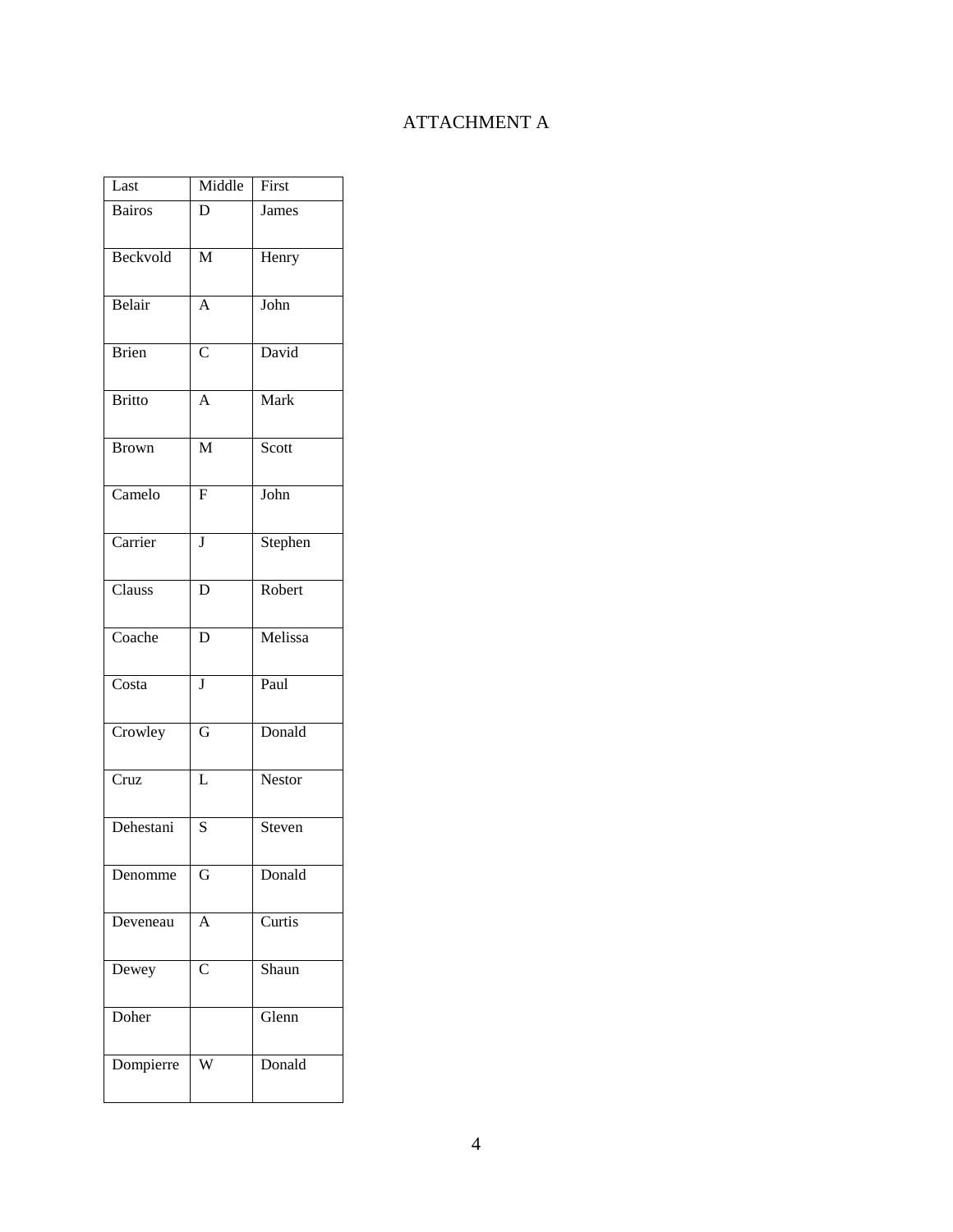# ATTACHMENT A

| Last | Middle | First |
| --- | --- | --- |
| Bairos | D | James |
| Beckvold | M | Henry |
| Belair | A | John |
| Brien | C | David |
| Britto | A | Mark |
| Brown | M | Scott |
| Camelo | F | John |
| Carrier | J | Stephen |
| Clauss | D | Robert |
| Coache | D | Melissa |
| Costa | J | Paul |
| Crowley | G | Donald |
| Cruz | L | Nestor |
| Dehestani | S | Steven |
| Denomme | G | Donald |
| Deveneau | A | Curtis |
| Dewey | C | Shaun |
| Doher | | Glenn |
| Dompierre | W | Donald |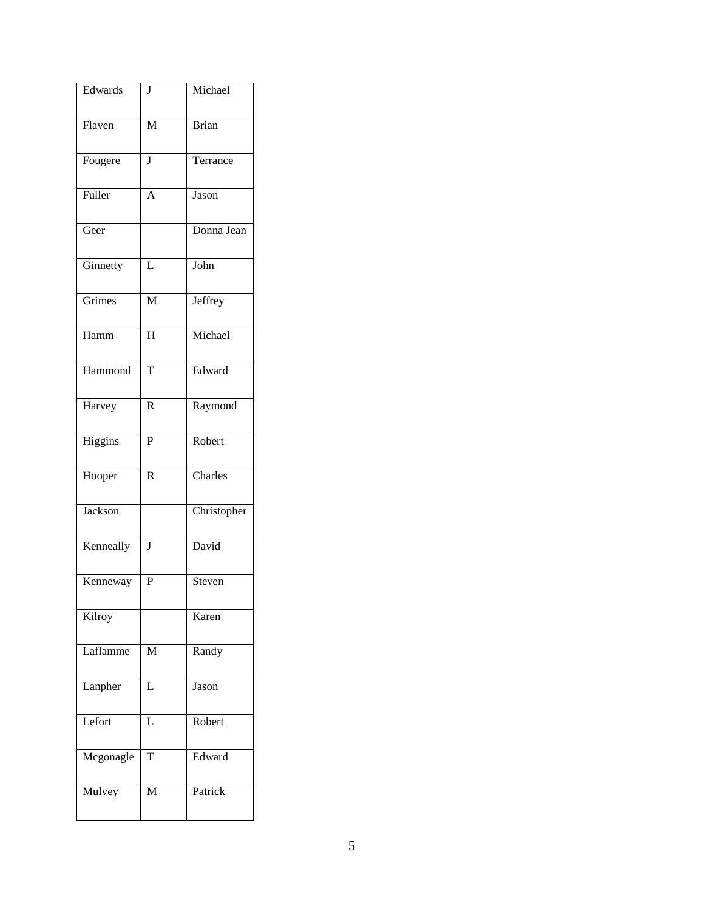| Edwards | J | Michael |
|---|---|---|
| Flaven | M | Brian |
| Fougere | J | Terrance |
| Fuller | A | Jason |
| Geer | | Donna Jean |
| Ginnetty | L | John |
| Grimes | M | Jeffrey |
| Hamm | H | Michael |
| Hammond | T | Edward |
| Harvey | R | Raymond |
| Higgins | P | Robert |
| Hooper | R | Charles |
| Jackson | | Christopher |
| Kenneally | J | David |
| Kenneway | P | Steven |
| Kilroy | | Karen |
| Laflamme | M | Randy |
| Lanpher | L | Jason |
| Lefort | L | Robert |
| Mcgonagle | T | Edward |
| Mulvey | M | Patrick |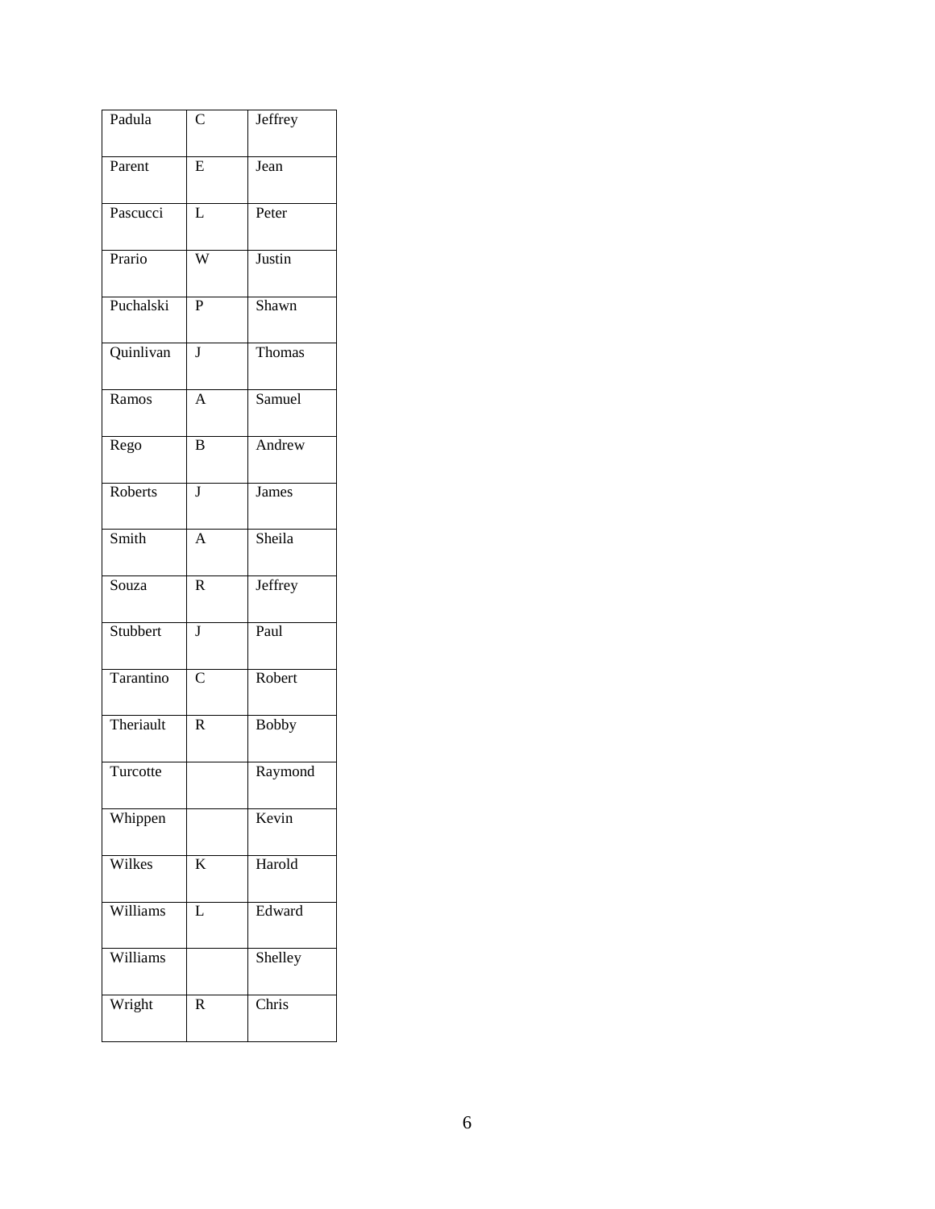| | | |
|---|---|---|
| Padula | C | Jeffrey |
| Parent | E | Jean |
| Pascucci | L | Peter |
| Prario | W | Justin |
| Puchalski | P | Shawn |
| Quinlivan | J | Thomas |
| Ramos | A | Samuel |
| Rego | B | Andrew |
| Roberts | J | James |
| Smith | A | Sheila |
| Souza | R | Jeffrey |
| Stubbert | J | Paul |
| Tarantino | C | Robert |
| Theriault | R | Bobby |
| Turcotte | | Raymond |
| Whippen | | Kevin |
| Wilkes | K | Harold |
| Williams | L | Edward |
| Williams | | Shelley |
| Wright | R | Chris |